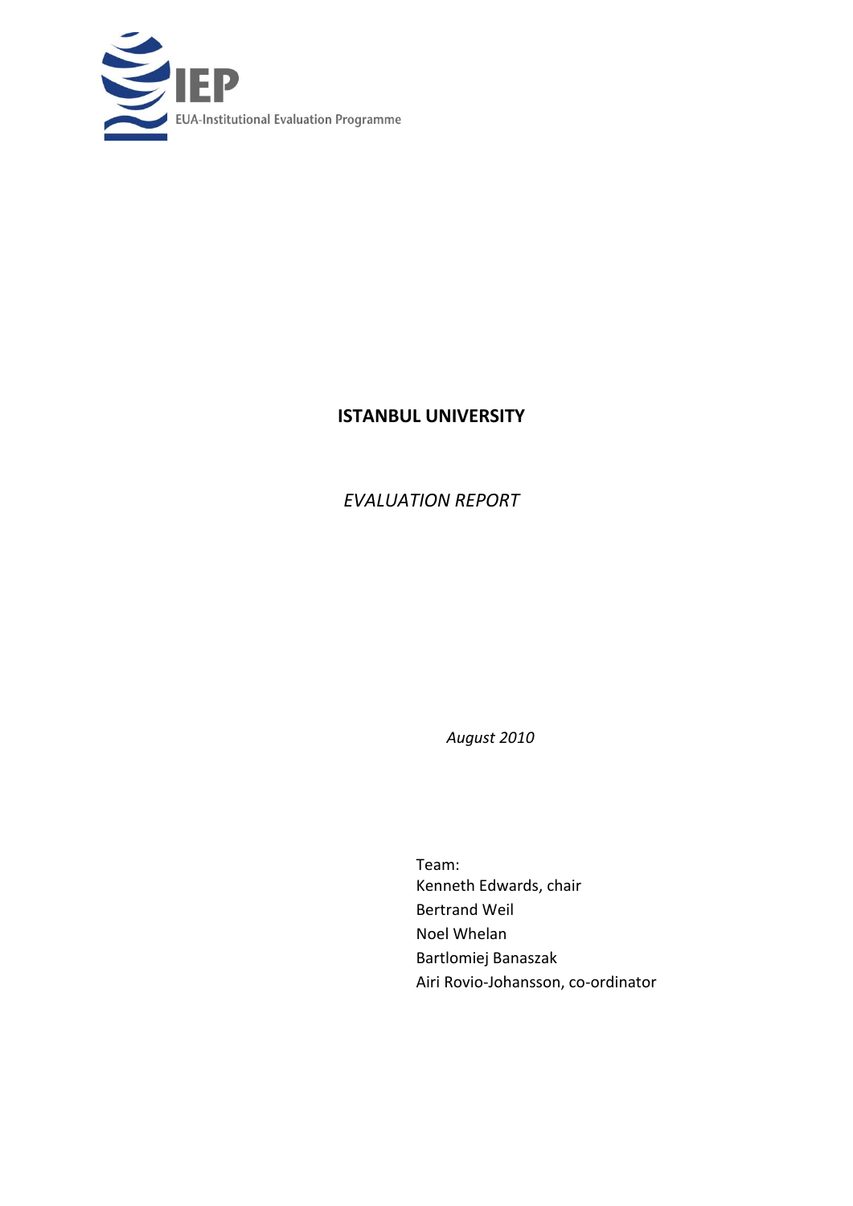IEP

EUA-Institutional Evaluation Programme

# ISTANBUL UNIVERSITY

*EVALUATION REPORT*

*August 2010*

Team:
Kenneth Edwards, chair
Bertrand Weil
Noel Whelan
Bartlomiej Banaszak
Airi Rovio-Johansson, co-ordinator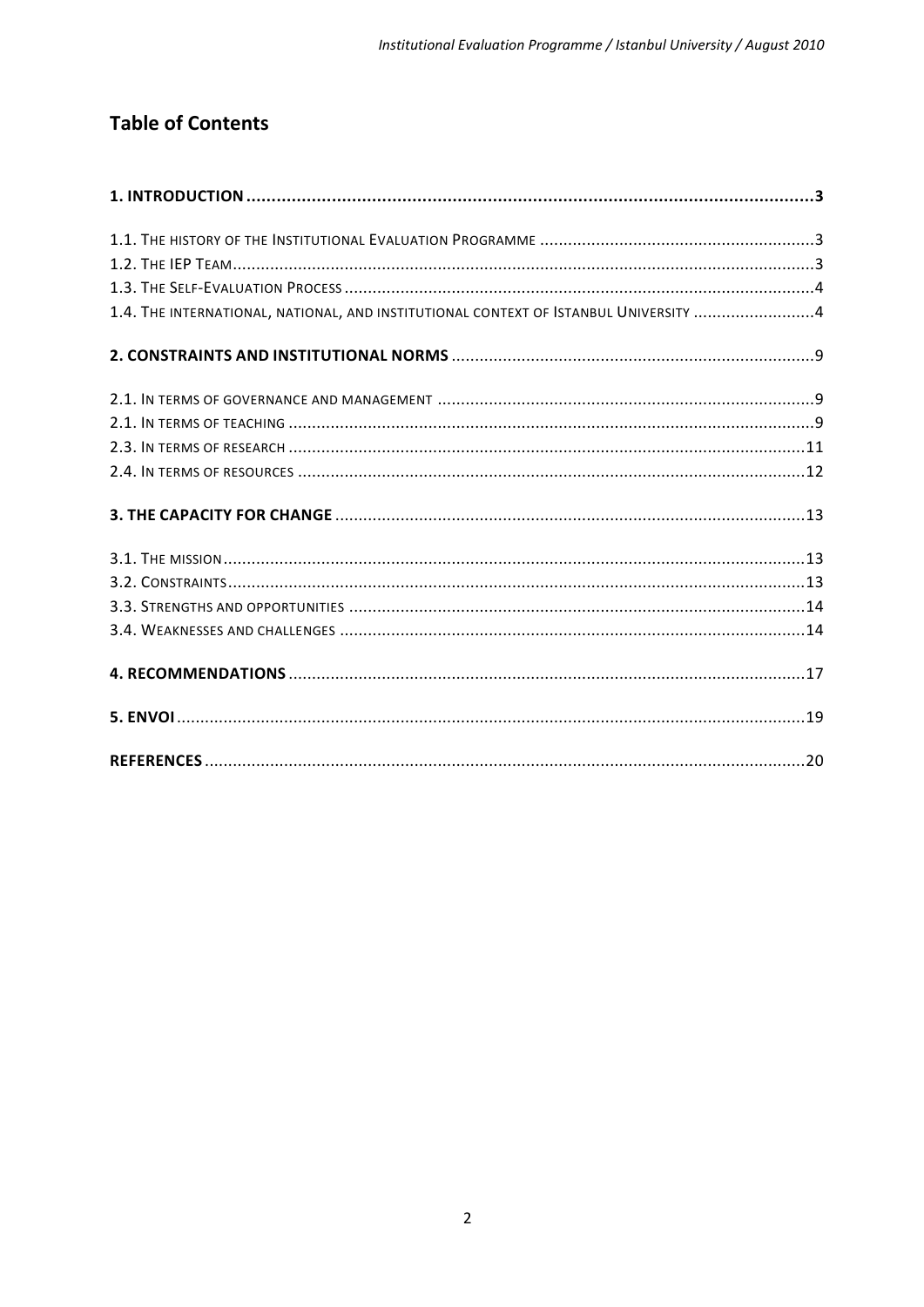## Table of Contents

**1. INTRODUCTION** ..... **3**

1.1. The history of the Institutional Evaluation Programme ..... 3
1.2. The IEP Team ..... 3
1.3. The Self-Evaluation Process ..... 4
1.4. The international, national, and institutional context of Istanbul University ..... 4

**2. CONSTRAINTS AND INSTITUTIONAL NORMS** ..... 9

2.1. In terms of governance and management ..... 9
2.1. In terms of teaching ..... 9
2.3. In terms of research ..... 11
2.4. In terms of resources ..... 12

**3. THE CAPACITY FOR CHANGE** ..... 13

3.1. The mission ..... 13
3.2. Constraints ..... 13
3.3. Strengths and opportunities ..... 14
3.4. Weaknesses and challenges ..... 14

**4. RECOMMENDATIONS** ..... 17

**5. ENVOI** ..... 19

**REFERENCES** ..... 20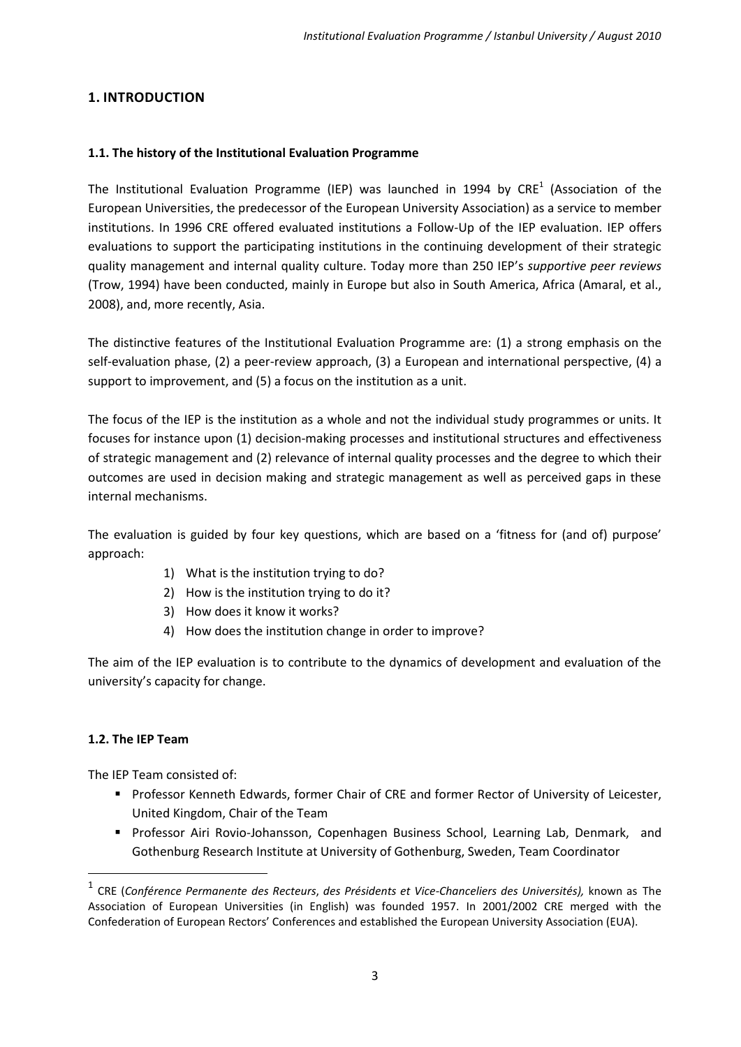## 1. INTRODUCTION

### 1.1. The history of the Institutional Evaluation Programme

The Institutional Evaluation Programme (IEP) was launched in 1994 by CRE[1] (Association of the European Universities, the predecessor of the European University Association) as a service to member institutions. In 1996 CRE offered evaluated institutions a Follow-Up of the IEP evaluation. IEP offers evaluations to support the participating institutions in the continuing development of their strategic quality management and internal quality culture. Today more than 250 IEP's *supportive peer reviews* (Trow, 1994) have been conducted, mainly in Europe but also in South America, Africa (Amaral, et al., 2008), and, more recently, Asia.

The distinctive features of the Institutional Evaluation Programme are: (1) a strong emphasis on the self-evaluation phase, (2) a peer-review approach, (3) a European and international perspective, (4) a support to improvement, and (5) a focus on the institution as a unit.

The focus of the IEP is the institution as a whole and not the individual study programmes or units. It focuses for instance upon (1) decision-making processes and institutional structures and effectiveness of strategic management and (2) relevance of internal quality processes and the degree to which their outcomes are used in decision making and strategic management as well as perceived gaps in these internal mechanisms.

The evaluation is guided by four key questions, which are based on a 'fitness for (and of) purpose' approach:

1) What is the institution trying to do?
2) How is the institution trying to do it?
3) How does it know it works?
4) How does the institution change in order to improve?

The aim of the IEP evaluation is to contribute to the dynamics of development and evaluation of the university's capacity for change.

### 1.2. The IEP Team

The IEP Team consisted of:

- Professor Kenneth Edwards, former Chair of CRE and former Rector of University of Leicester, United Kingdom, Chair of the Team
- Professor Airi Rovio-Johansson, Copenhagen Business School, Learning Lab, Denmark, and Gothenburg Research Institute at University of Gothenburg, Sweden, Team Coordinator

[1] CRE (*Conférence Permanente des Recteurs*, *des Présidents et Vice-Chanceliers des Universités),* known as The Association of European Universities (in English) was founded 1957. In 2001/2002 CRE merged with the Confederation of European Rectors' Conferences and established the European University Association (EUA).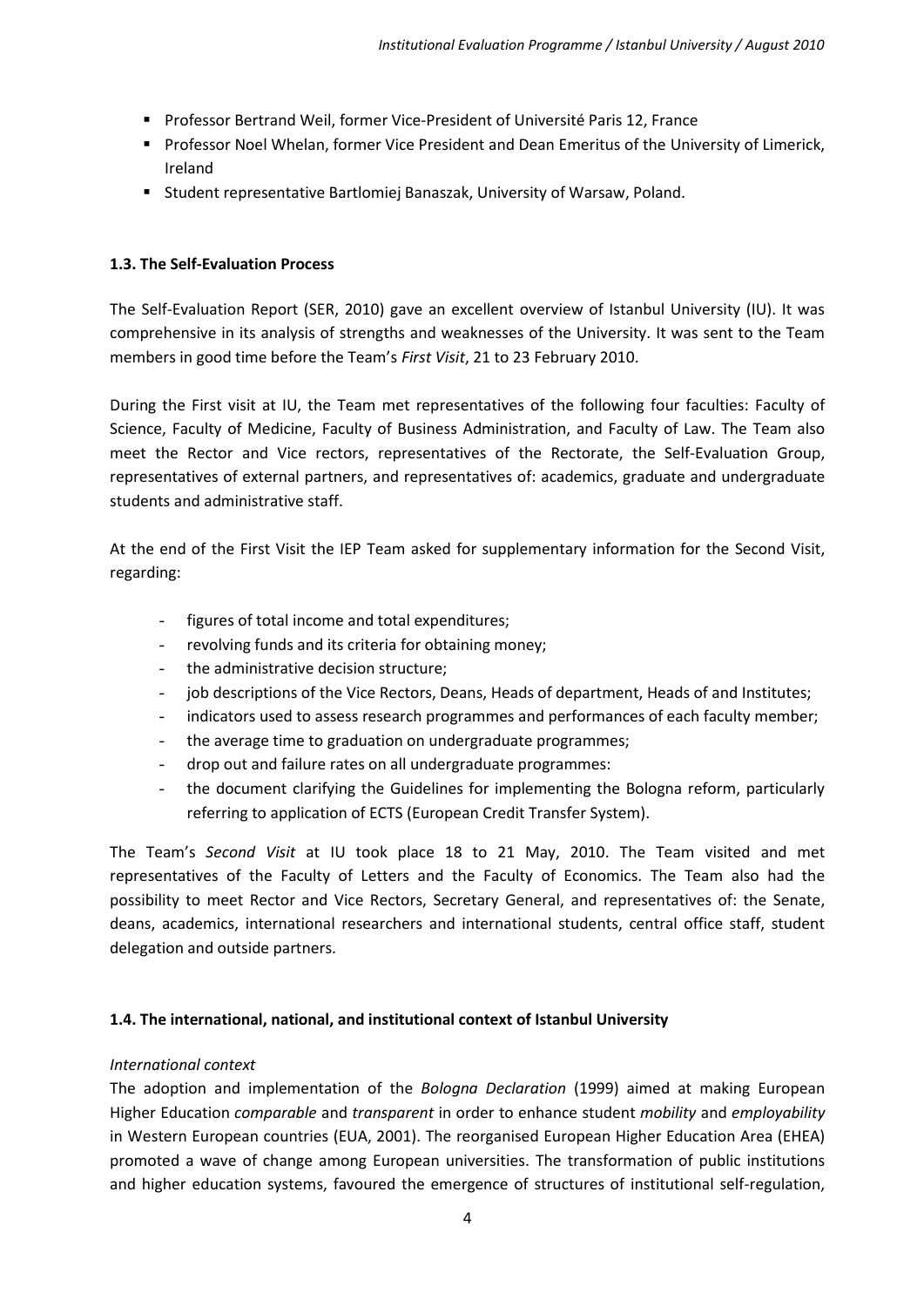- Professor Bertrand Weil, former Vice-President of Université Paris 12, France
- Professor Noel Whelan, former Vice President and Dean Emeritus of the University of Limerick, Ireland
- Student representative Bartlomiej Banaszak, University of Warsaw, Poland.

### 1.3. The Self-Evaluation Process

The Self-Evaluation Report (SER, 2010) gave an excellent overview of Istanbul University (IU). It was comprehensive in its analysis of strengths and weaknesses of the University. It was sent to the Team members in good time before the Team's *First Visit*, 21 to 23 February 2010.

During the First visit at IU, the Team met representatives of the following four faculties: Faculty of Science, Faculty of Medicine, Faculty of Business Administration, and Faculty of Law. The Team also meet the Rector and Vice rectors, representatives of the Rectorate, the Self-Evaluation Group, representatives of external partners, and representatives of: academics, graduate and undergraduate students and administrative staff.

At the end of the First Visit the IEP Team asked for supplementary information for the Second Visit, regarding:

- figures of total income and total expenditures;
- revolving funds and its criteria for obtaining money;
- the administrative decision structure;
- job descriptions of the Vice Rectors, Deans, Heads of department, Heads of and Institutes;
- indicators used to assess research programmes and performances of each faculty member;
- the average time to graduation on undergraduate programmes;
- drop out and failure rates on all undergraduate programmes:
- the document clarifying the Guidelines for implementing the Bologna reform, particularly referring to application of ECTS (European Credit Transfer System).

The Team's *Second Visit* at IU took place 18 to 21 May, 2010. The Team visited and met representatives of the Faculty of Letters and the Faculty of Economics. The Team also had the possibility to meet Rector and Vice Rectors, Secretary General, and representatives of: the Senate, deans, academics, international researchers and international students, central office staff, student delegation and outside partners.

### 1.4. The international, national, and institutional context of Istanbul University

*International context*

The adoption and implementation of the *Bologna Declaration* (1999) aimed at making European Higher Education *comparable* and *transparent* in order to enhance student *mobility* and *employability* in Western European countries (EUA, 2001). The reorganised European Higher Education Area (EHEA) promoted a wave of change among European universities. The transformation of public institutions and higher education systems, favoured the emergence of structures of institutional self-regulation,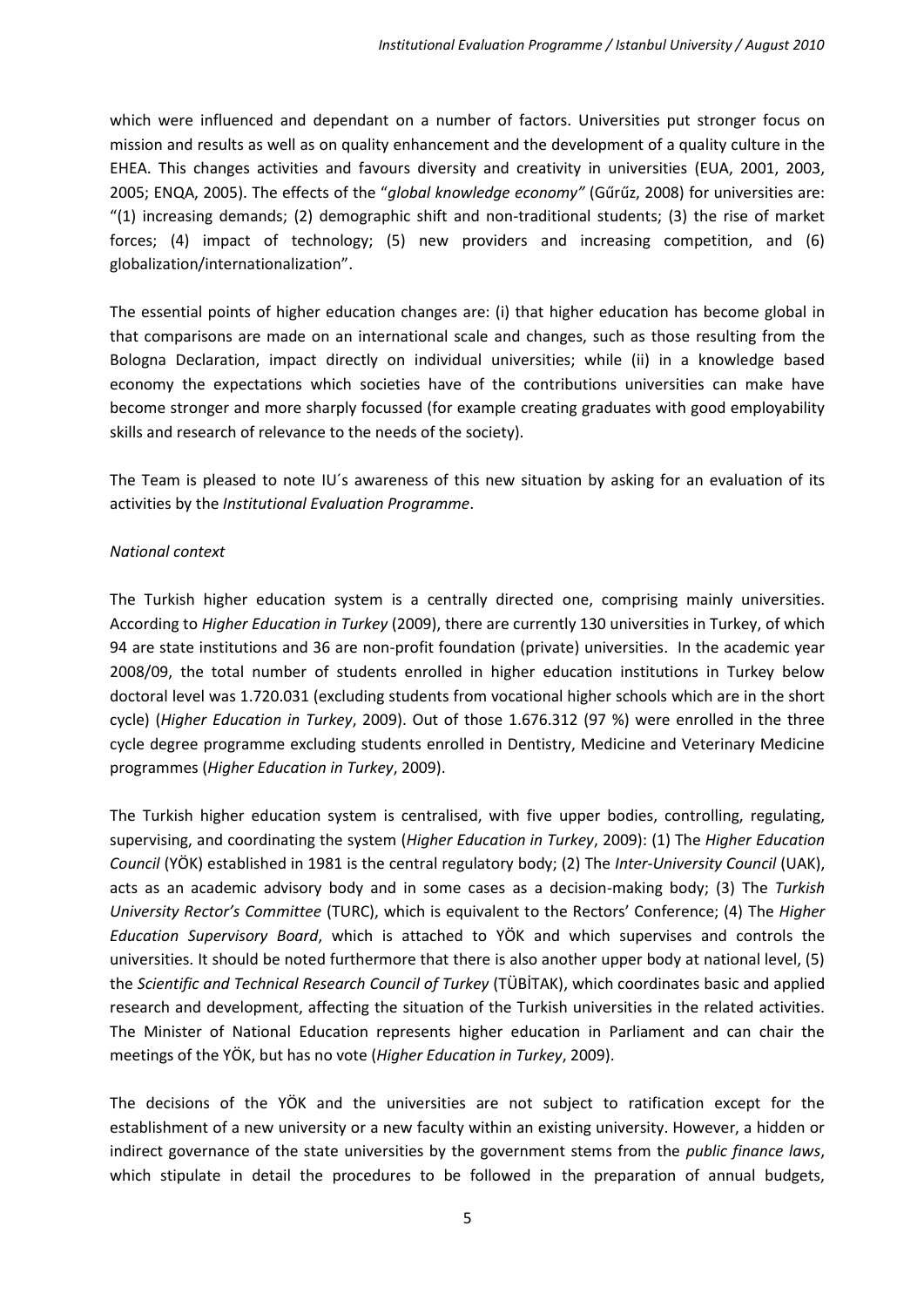which were influenced and dependant on a number of factors. Universities put stronger focus on mission and results as well as on quality enhancement and the development of a quality culture in the EHEA. This changes activities and favours diversity and creativity in universities (EUA, 2001, 2003, 2005; ENQA, 2005). The effects of the "*global knowledge economy"* (Gűrűz, 2008) for universities are: "(1) increasing demands; (2) demographic shift and non-traditional students; (3) the rise of market forces; (4) impact of technology; (5) new providers and increasing competition, and (6) globalization/internationalization".

The essential points of higher education changes are: (i) that higher education has become global in that comparisons are made on an international scale and changes, such as those resulting from the Bologna Declaration, impact directly on individual universities; while (ii) in a knowledge based economy the expectations which societies have of the contributions universities can make have become stronger and more sharply focussed (for example creating graduates with good employability skills and research of relevance to the needs of the society).

The Team is pleased to note IU´s awareness of this new situation by asking for an evaluation of its activities by the *Institutional Evaluation Programme*.

*National context*

The Turkish higher education system is a centrally directed one, comprising mainly universities. According to *Higher Education in Turkey* (2009), there are currently 130 universities in Turkey, of which 94 are state institutions and 36 are non-profit foundation (private) universities. In the academic year 2008/09, the total number of students enrolled in higher education institutions in Turkey below doctoral level was 1.720.031 (excluding students from vocational higher schools which are in the short cycle) (*Higher Education in Turkey*, 2009). Out of those 1.676.312 (97 %) were enrolled in the three cycle degree programme excluding students enrolled in Dentistry, Medicine and Veterinary Medicine programmes (*Higher Education in Turkey*, 2009).

The Turkish higher education system is centralised, with five upper bodies, controlling, regulating, supervising, and coordinating the system (*Higher Education in Turkey*, 2009): (1) The *Higher Education Council* (YÖK) established in 1981 is the central regulatory body; (2) The *Inter-University Council* (UAK), acts as an academic advisory body and in some cases as a decision-making body; (3) The *Turkish University Rector's Committee* (TURC), which is equivalent to the Rectors' Conference; (4) The *Higher Education Supervisory Board*, which is attached to YÖK and which supervises and controls the universities. It should be noted furthermore that there is also another upper body at national level, (5) the *Scientific and Technical Research Council of Turkey* (TÜBİTAK), which coordinates basic and applied research and development, affecting the situation of the Turkish universities in the related activities. The Minister of National Education represents higher education in Parliament and can chair the meetings of the YÖK, but has no vote (*Higher Education in Turkey*, 2009).

The decisions of the YÖK and the universities are not subject to ratification except for the establishment of a new university or a new faculty within an existing university. However, a hidden or indirect governance of the state universities by the government stems from the *public finance laws*, which stipulate in detail the procedures to be followed in the preparation of annual budgets,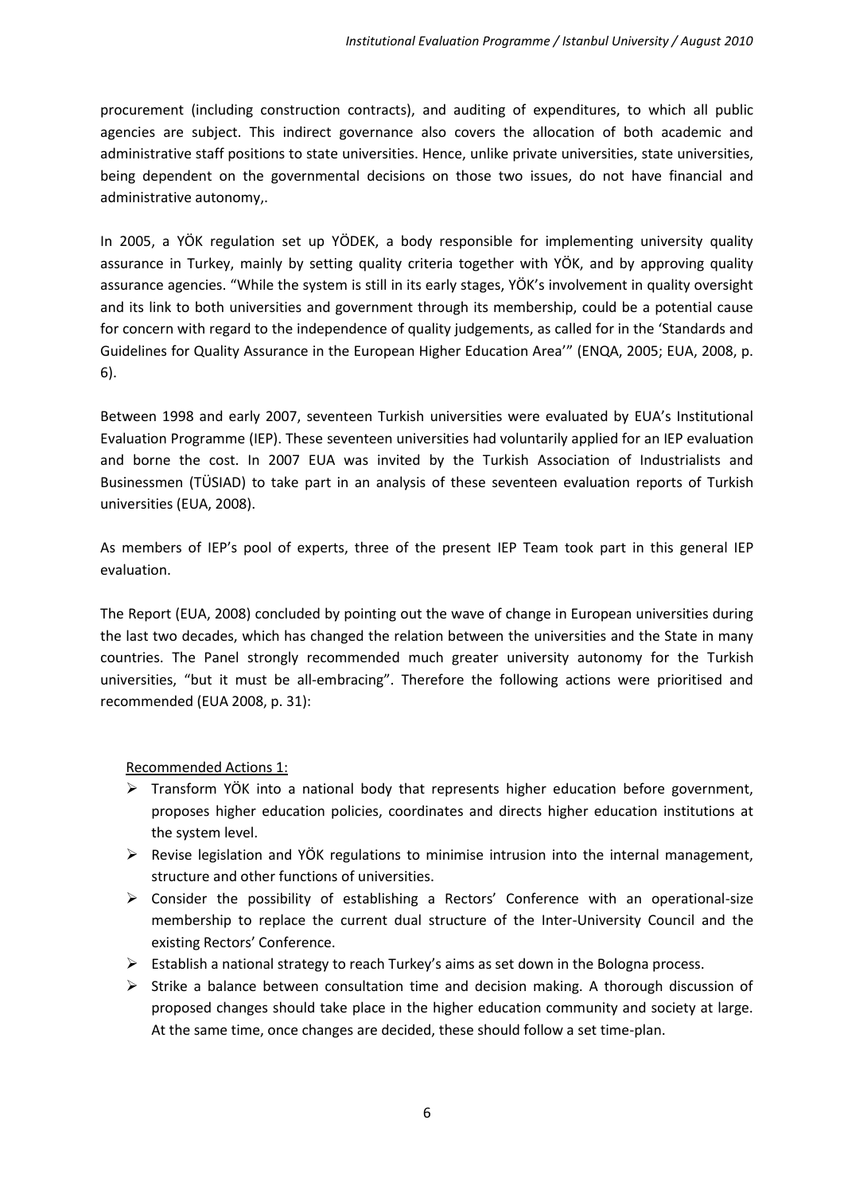procurement (including construction contracts), and auditing of expenditures, to which all public agencies are subject. This indirect governance also covers the allocation of both academic and administrative staff positions to state universities. Hence, unlike private universities, state universities, being dependent on the governmental decisions on those two issues, do not have financial and administrative autonomy,.

In 2005, a YÖK regulation set up YÖDEK, a body responsible for implementing university quality assurance in Turkey, mainly by setting quality criteria together with YÖK, and by approving quality assurance agencies. "While the system is still in its early stages, YÖK's involvement in quality oversight and its link to both universities and government through its membership, could be a potential cause for concern with regard to the independence of quality judgements, as called for in the 'Standards and Guidelines for Quality Assurance in the European Higher Education Area'" (ENQA, 2005; EUA, 2008, p. 6).

Between 1998 and early 2007, seventeen Turkish universities were evaluated by EUA's Institutional Evaluation Programme (IEP). These seventeen universities had voluntarily applied for an IEP evaluation and borne the cost. In 2007 EUA was invited by the Turkish Association of Industrialists and Businessmen (TÜSIAD) to take part in an analysis of these seventeen evaluation reports of Turkish universities (EUA, 2008).

As members of IEP's pool of experts, three of the present IEP Team took part in this general IEP evaluation.

The Report (EUA, 2008) concluded by pointing out the wave of change in European universities during the last two decades, which has changed the relation between the universities and the State in many countries. The Panel strongly recommended much greater university autonomy for the Turkish universities, "but it must be all-embracing". Therefore the following actions were prioritised and recommended (EUA 2008, p. 31):

<u>Recommended Actions 1:</u>

- Transform YÖK into a national body that represents higher education before government, proposes higher education policies, coordinates and directs higher education institutions at the system level.
- Revise legislation and YÖK regulations to minimise intrusion into the internal management, structure and other functions of universities.
- Consider the possibility of establishing a Rectors' Conference with an operational-size membership to replace the current dual structure of the Inter-University Council and the existing Rectors' Conference.
- Establish a national strategy to reach Turkey's aims as set down in the Bologna process.
- Strike a balance between consultation time and decision making. A thorough discussion of proposed changes should take place in the higher education community and society at large. At the same time, once changes are decided, these should follow a set time-plan.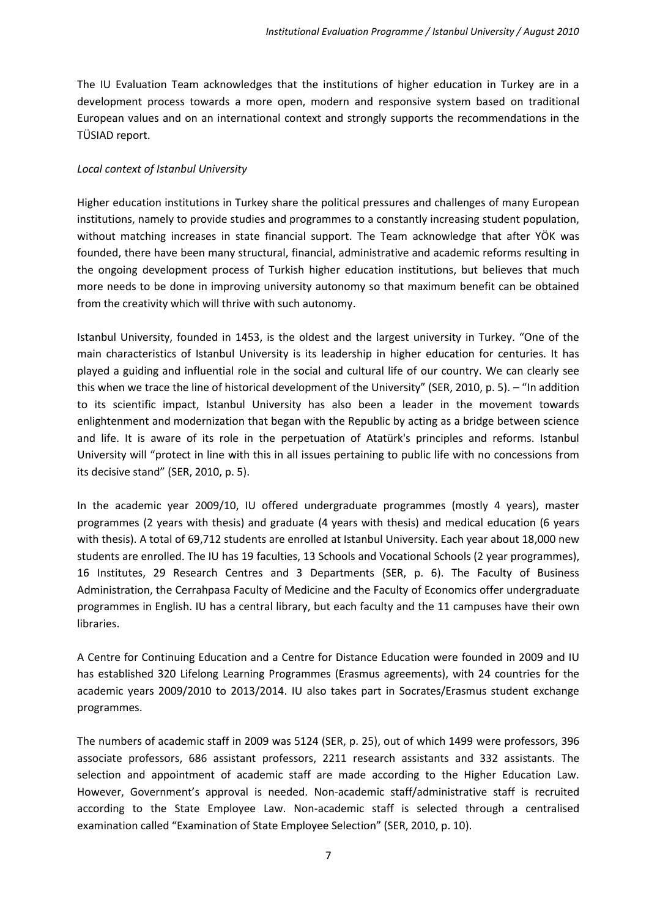The IU Evaluation Team acknowledges that the institutions of higher education in Turkey are in a development process towards a more open, modern and responsive system based on traditional European values and on an international context and strongly supports the recommendations in the TÜSIAD report.

*Local context of Istanbul University*

Higher education institutions in Turkey share the political pressures and challenges of many European institutions, namely to provide studies and programmes to a constantly increasing student population, without matching increases in state financial support. The Team acknowledge that after YÖK was founded, there have been many structural, financial, administrative and academic reforms resulting in the ongoing development process of Turkish higher education institutions, but believes that much more needs to be done in improving university autonomy so that maximum benefit can be obtained from the creativity which will thrive with such autonomy.

Istanbul University, founded in 1453, is the oldest and the largest university in Turkey. "One of the main characteristics of Istanbul University is its leadership in higher education for centuries. It has played a guiding and influential role in the social and cultural life of our country. We can clearly see this when we trace the line of historical development of the University" (SER, 2010, p. 5). – "In addition to its scientific impact, Istanbul University has also been a leader in the movement towards enlightenment and modernization that began with the Republic by acting as a bridge between science and life. It is aware of its role in the perpetuation of Atatürk's principles and reforms. Istanbul University will "protect in line with this in all issues pertaining to public life with no concessions from its decisive stand" (SER, 2010, p. 5).

In the academic year 2009/10, IU offered undergraduate programmes (mostly 4 years), master programmes (2 years with thesis) and graduate (4 years with thesis) and medical education (6 years with thesis). A total of 69,712 students are enrolled at Istanbul University. Each year about 18,000 new students are enrolled. The IU has 19 faculties, 13 Schools and Vocational Schools (2 year programmes), 16 Institutes, 29 Research Centres and 3 Departments (SER, p. 6). The Faculty of Business Administration, the Cerrahpasa Faculty of Medicine and the Faculty of Economics offer undergraduate programmes in English. IU has a central library, but each faculty and the 11 campuses have their own libraries.

A Centre for Continuing Education and a Centre for Distance Education were founded in 2009 and IU has established 320 Lifelong Learning Programmes (Erasmus agreements), with 24 countries for the academic years 2009/2010 to 2013/2014. IU also takes part in Socrates/Erasmus student exchange programmes.

The numbers of academic staff in 2009 was 5124 (SER, p. 25), out of which 1499 were professors, 396 associate professors, 686 assistant professors, 2211 research assistants and 332 assistants. The selection and appointment of academic staff are made according to the Higher Education Law. However, Government's approval is needed. Non-academic staff/administrative staff is recruited according to the State Employee Law. Non-academic staff is selected through a centralised examination called "Examination of State Employee Selection" (SER, 2010, p. 10).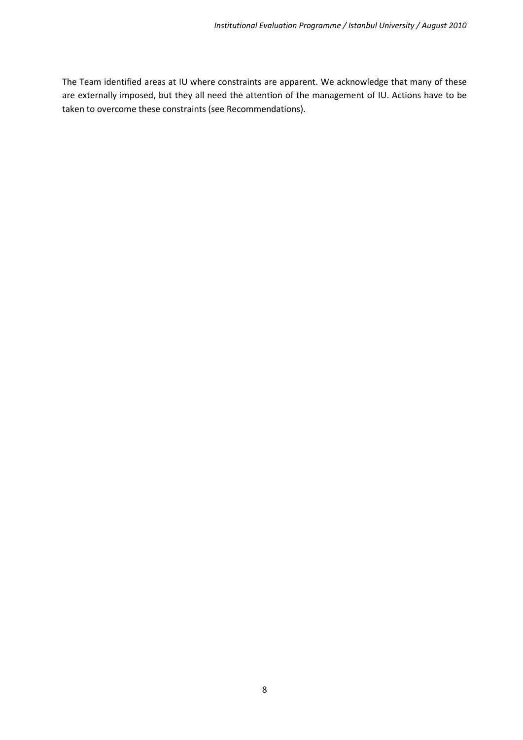The Team identified areas at IU where constraints are apparent. We acknowledge that many of these are externally imposed, but they all need the attention of the management of IU. Actions have to be taken to overcome these constraints (see Recommendations).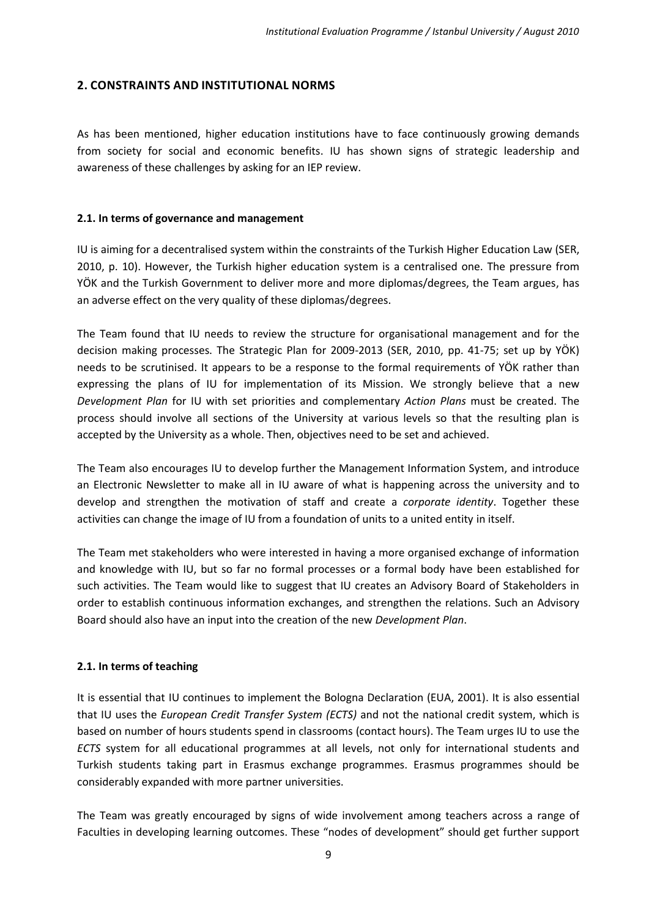## 2. CONSTRAINTS AND INSTITUTIONAL NORMS

As has been mentioned, higher education institutions have to face continuously growing demands from society for social and economic benefits. IU has shown signs of strategic leadership and awareness of these challenges by asking for an IEP review.

### 2.1. In terms of governance and management

IU is aiming for a decentralised system within the constraints of the Turkish Higher Education Law (SER, 2010, p. 10). However, the Turkish higher education system is a centralised one. The pressure from YÖK and the Turkish Government to deliver more and more diplomas/degrees, the Team argues, has an adverse effect on the very quality of these diplomas/degrees.

The Team found that IU needs to review the structure for organisational management and for the decision making processes. The Strategic Plan for 2009-2013 (SER, 2010, pp. 41-75; set up by YÖK) needs to be scrutinised. It appears to be a response to the formal requirements of YÖK rather than expressing the plans of IU for implementation of its Mission. We strongly believe that a new *Development Plan* for IU with set priorities and complementary *Action Plans* must be created. The process should involve all sections of the University at various levels so that the resulting plan is accepted by the University as a whole. Then, objectives need to be set and achieved.

The Team also encourages IU to develop further the Management Information System, and introduce an Electronic Newsletter to make all in IU aware of what is happening across the university and to develop and strengthen the motivation of staff and create a *corporate identity*. Together these activities can change the image of IU from a foundation of units to a united entity in itself.

The Team met stakeholders who were interested in having a more organised exchange of information and knowledge with IU, but so far no formal processes or a formal body have been established for such activities. The Team would like to suggest that IU creates an Advisory Board of Stakeholders in order to establish continuous information exchanges, and strengthen the relations. Such an Advisory Board should also have an input into the creation of the new *Development Plan*.

### 2.1. In terms of teaching

It is essential that IU continues to implement the Bologna Declaration (EUA, 2001). It is also essential that IU uses the *European Credit Transfer System (ECTS)* and not the national credit system, which is based on number of hours students spend in classrooms (contact hours). The Team urges IU to use the *ECTS* system for all educational programmes at all levels, not only for international students and Turkish students taking part in Erasmus exchange programmes. Erasmus programmes should be considerably expanded with more partner universities.

The Team was greatly encouraged by signs of wide involvement among teachers across a range of Faculties in developing learning outcomes. These "nodes of development" should get further support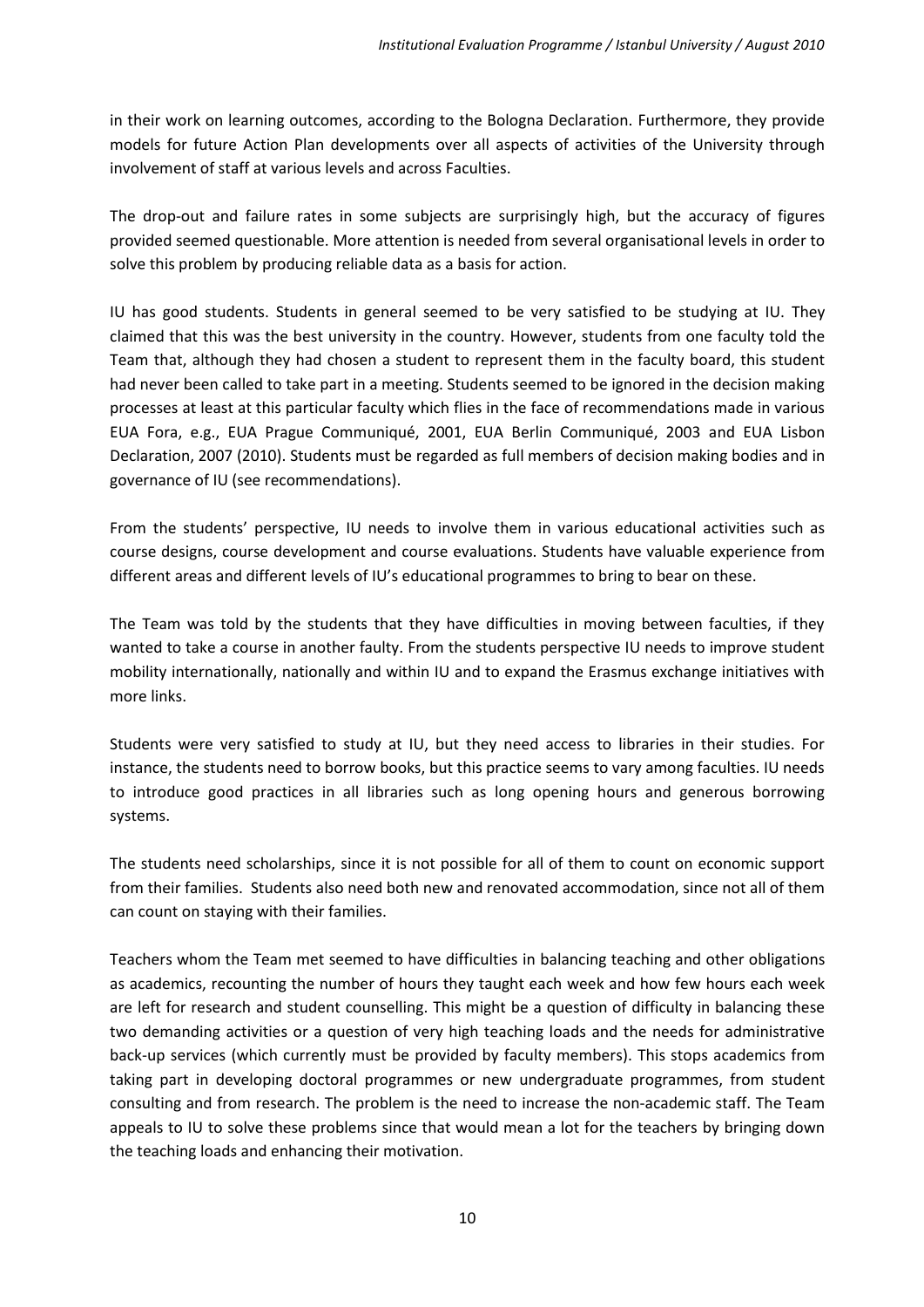in their work on learning outcomes, according to the Bologna Declaration. Furthermore, they provide models for future Action Plan developments over all aspects of activities of the University through involvement of staff at various levels and across Faculties.

The drop-out and failure rates in some subjects are surprisingly high, but the accuracy of figures provided seemed questionable. More attention is needed from several organisational levels in order to solve this problem by producing reliable data as a basis for action.

IU has good students. Students in general seemed to be very satisfied to be studying at IU. They claimed that this was the best university in the country. However, students from one faculty told the Team that, although they had chosen a student to represent them in the faculty board, this student had never been called to take part in a meeting. Students seemed to be ignored in the decision making processes at least at this particular faculty which flies in the face of recommendations made in various EUA Fora, e.g., EUA Prague Communiqué, 2001, EUA Berlin Communiqué, 2003 and EUA Lisbon Declaration, 2007 (2010). Students must be regarded as full members of decision making bodies and in governance of IU (see recommendations).

From the students' perspective, IU needs to involve them in various educational activities such as course designs, course development and course evaluations. Students have valuable experience from different areas and different levels of IU's educational programmes to bring to bear on these.

The Team was told by the students that they have difficulties in moving between faculties, if they wanted to take a course in another faulty. From the students perspective IU needs to improve student mobility internationally, nationally and within IU and to expand the Erasmus exchange initiatives with more links.

Students were very satisfied to study at IU, but they need access to libraries in their studies. For instance, the students need to borrow books, but this practice seems to vary among faculties. IU needs to introduce good practices in all libraries such as long opening hours and generous borrowing systems.

The students need scholarships, since it is not possible for all of them to count on economic support from their families. Students also need both new and renovated accommodation, since not all of them can count on staying with their families.

Teachers whom the Team met seemed to have difficulties in balancing teaching and other obligations as academics, recounting the number of hours they taught each week and how few hours each week are left for research and student counselling. This might be a question of difficulty in balancing these two demanding activities or a question of very high teaching loads and the needs for administrative back-up services (which currently must be provided by faculty members). This stops academics from taking part in developing doctoral programmes or new undergraduate programmes, from student consulting and from research. The problem is the need to increase the non-academic staff. The Team appeals to IU to solve these problems since that would mean a lot for the teachers by bringing down the teaching loads and enhancing their motivation.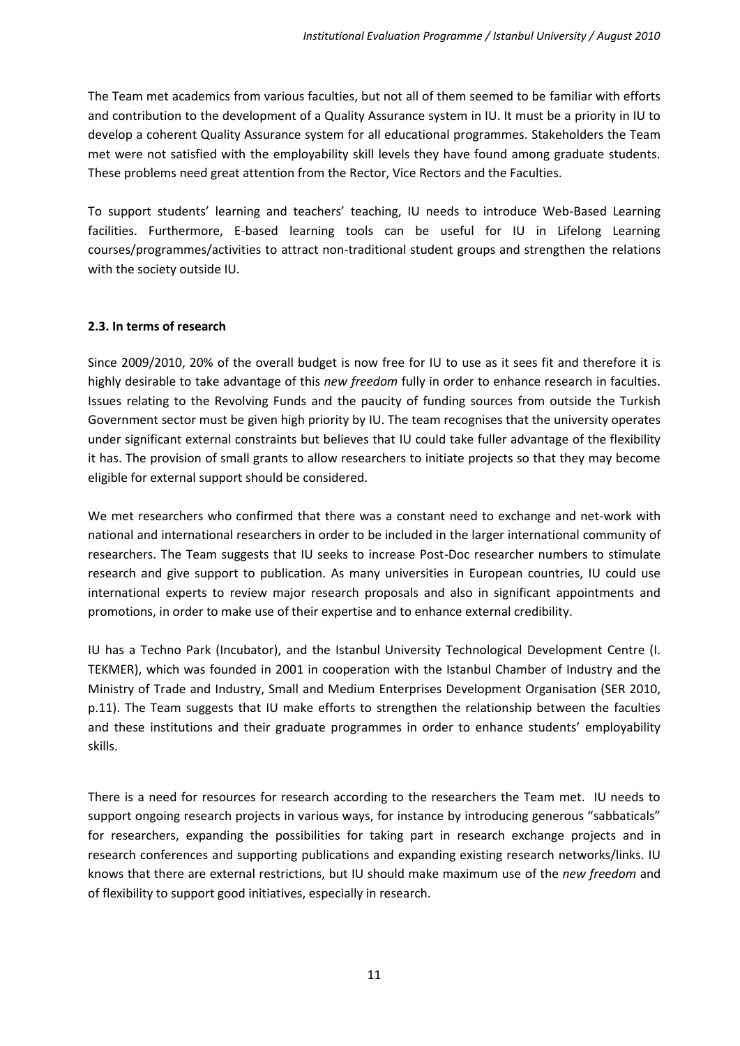The Team met academics from various faculties, but not all of them seemed to be familiar with efforts and contribution to the development of a Quality Assurance system in IU. It must be a priority in IU to develop a coherent Quality Assurance system for all educational programmes. Stakeholders the Team met were not satisfied with the employability skill levels they have found among graduate students. These problems need great attention from the Rector, Vice Rectors and the Faculties.

To support students' learning and teachers' teaching, IU needs to introduce Web-Based Learning facilities. Furthermore, E-based learning tools can be useful for IU in Lifelong Learning courses/programmes/activities to attract non-traditional student groups and strengthen the relations with the society outside IU.

### 2.3. In terms of research

Since 2009/2010, 20% of the overall budget is now free for IU to use as it sees fit and therefore it is highly desirable to take advantage of this *new freedom* fully in order to enhance research in faculties. Issues relating to the Revolving Funds and the paucity of funding sources from outside the Turkish Government sector must be given high priority by IU. The team recognises that the university operates under significant external constraints but believes that IU could take fuller advantage of the flexibility it has. The provision of small grants to allow researchers to initiate projects so that they may become eligible for external support should be considered.

We met researchers who confirmed that there was a constant need to exchange and net-work with national and international researchers in order to be included in the larger international community of researchers. The Team suggests that IU seeks to increase Post-Doc researcher numbers to stimulate research and give support to publication. As many universities in European countries, IU could use international experts to review major research proposals and also in significant appointments and promotions, in order to make use of their expertise and to enhance external credibility.

IU has a Techno Park (Incubator), and the Istanbul University Technological Development Centre (I. TEKMER), which was founded in 2001 in cooperation with the Istanbul Chamber of Industry and the Ministry of Trade and Industry, Small and Medium Enterprises Development Organisation (SER 2010, p.11). The Team suggests that IU make efforts to strengthen the relationship between the faculties and these institutions and their graduate programmes in order to enhance students' employability skills.

There is a need for resources for research according to the researchers the Team met. IU needs to support ongoing research projects in various ways, for instance by introducing generous "sabbaticals" for researchers, expanding the possibilities for taking part in research exchange projects and in research conferences and supporting publications and expanding existing research networks/links. IU knows that there are external restrictions, but IU should make maximum use of the *new freedom* and of flexibility to support good initiatives, especially in research.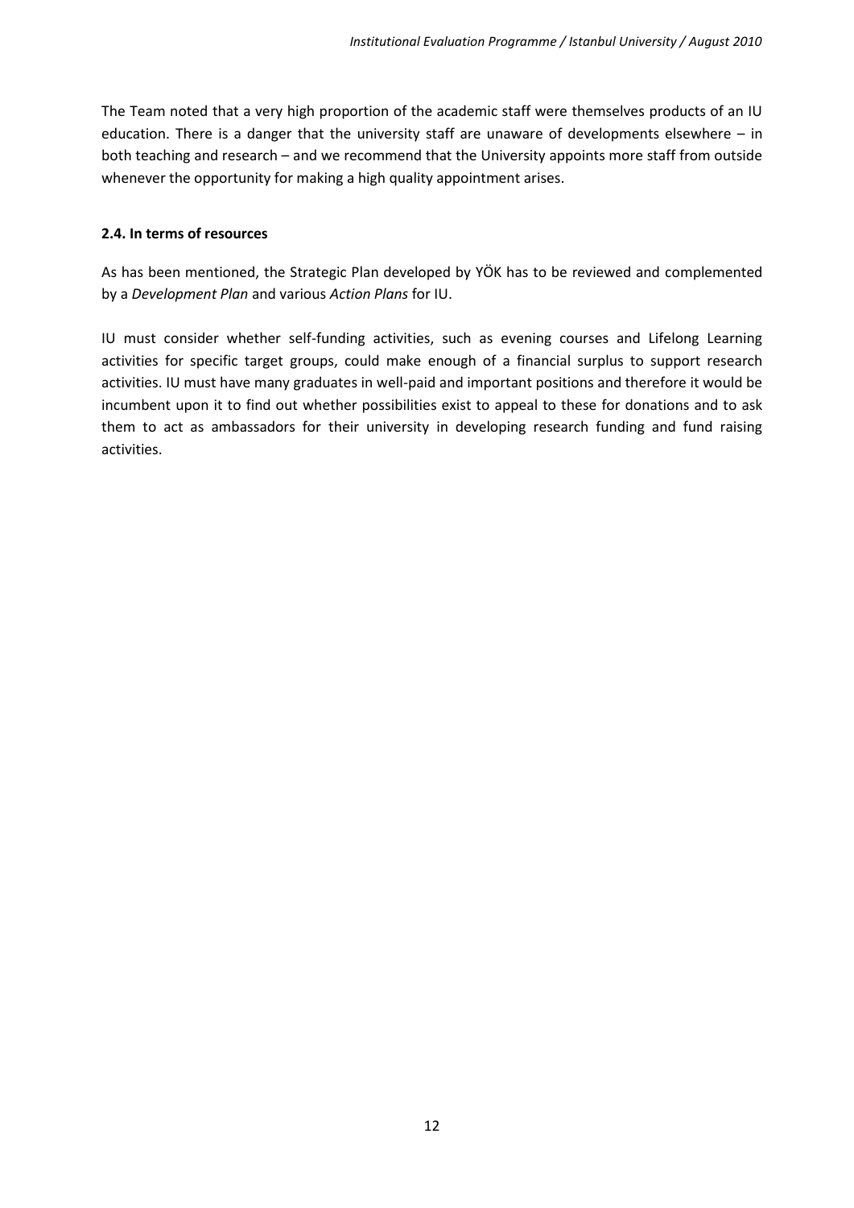The Team noted that a very high proportion of the academic staff were themselves products of an IU education. There is a danger that the university staff are unaware of developments elsewhere – in both teaching and research – and we recommend that the University appoints more staff from outside whenever the opportunity for making a high quality appointment arises.

### 2.4. In terms of resources

As has been mentioned, the Strategic Plan developed by YÖK has to be reviewed and complemented by a *Development Plan* and various *Action Plans* for IU.

IU must consider whether self-funding activities, such as evening courses and Lifelong Learning activities for specific target groups, could make enough of a financial surplus to support research activities. IU must have many graduates in well-paid and important positions and therefore it would be incumbent upon it to find out whether possibilities exist to appeal to these for donations and to ask them to act as ambassadors for their university in developing research funding and fund raising activities.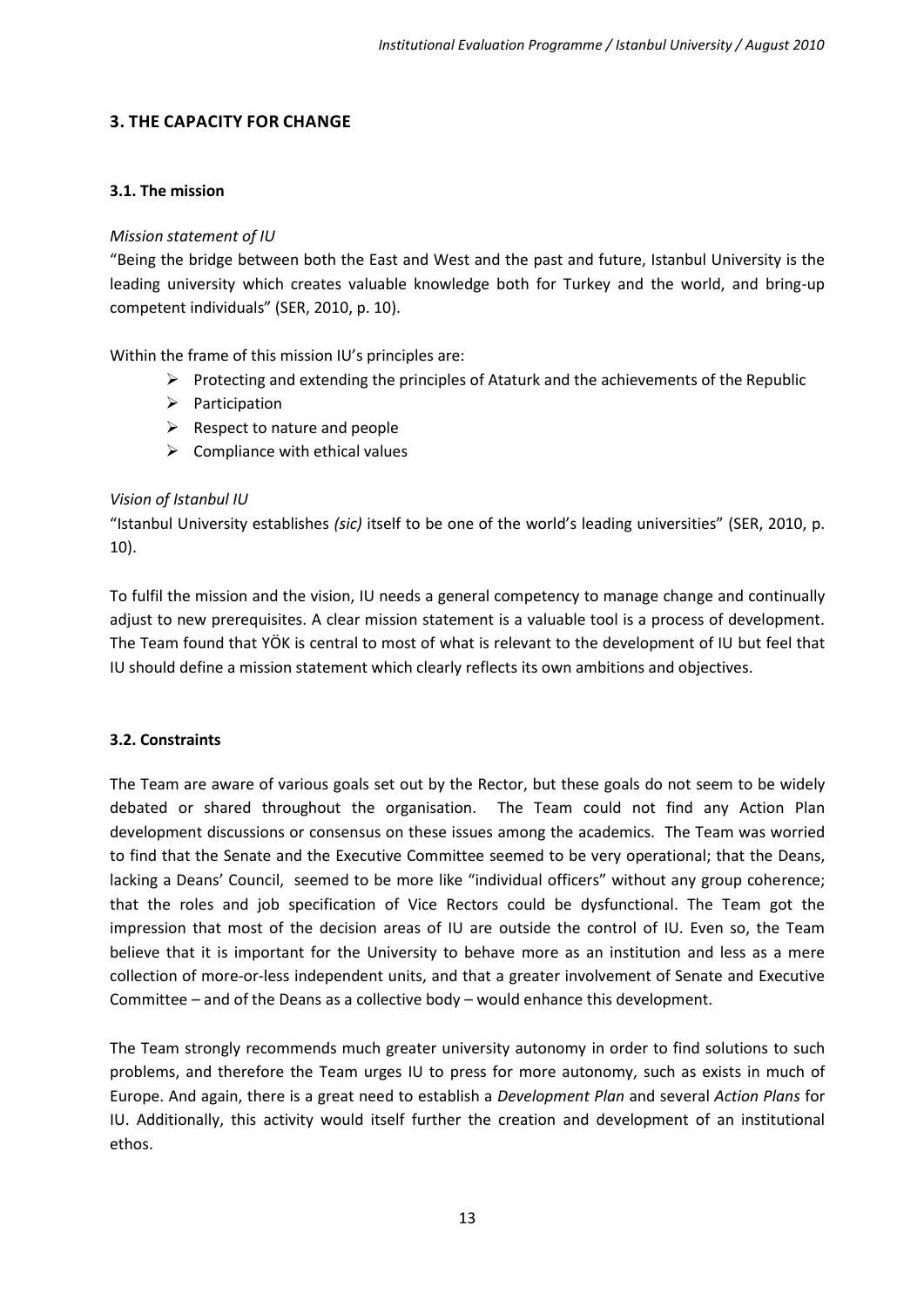## 3. THE CAPACITY FOR CHANGE

### 3.1. The mission

*Mission statement of IU*

"Being the bridge between both the East and West and the past and future, Istanbul University is the leading university which creates valuable knowledge both for Turkey and the world, and bring-up competent individuals" (SER, 2010, p. 10).

Within the frame of this mission IU's principles are:

- Protecting and extending the principles of Ataturk and the achievements of the Republic
- Participation
- Respect to nature and people
- Compliance with ethical values

*Vision of Istanbul IU*

"Istanbul University establishes *(sic)* itself to be one of the world's leading universities" (SER, 2010, p. 10).

To fulfil the mission and the vision, IU needs a general competency to manage change and continually adjust to new prerequisites. A clear mission statement is a valuable tool is a process of development. The Team found that YÖK is central to most of what is relevant to the development of IU but feel that IU should define a mission statement which clearly reflects its own ambitions and objectives.

### 3.2. Constraints

The Team are aware of various goals set out by the Rector, but these goals do not seem to be widely debated or shared throughout the organisation. The Team could not find any Action Plan development discussions or consensus on these issues among the academics. The Team was worried to find that the Senate and the Executive Committee seemed to be very operational; that the Deans, lacking a Deans' Council, seemed to be more like "individual officers" without any group coherence; that the roles and job specification of Vice Rectors could be dysfunctional. The Team got the impression that most of the decision areas of IU are outside the control of IU. Even so, the Team believe that it is important for the University to behave more as an institution and less as a mere collection of more-or-less independent units, and that a greater involvement of Senate and Executive Committee – and of the Deans as a collective body – would enhance this development.

The Team strongly recommends much greater university autonomy in order to find solutions to such problems, and therefore the Team urges IU to press for more autonomy, such as exists in much of Europe. And again, there is a great need to establish a *Development Plan* and several *Action Plans* for IU. Additionally, this activity would itself further the creation and development of an institutional ethos.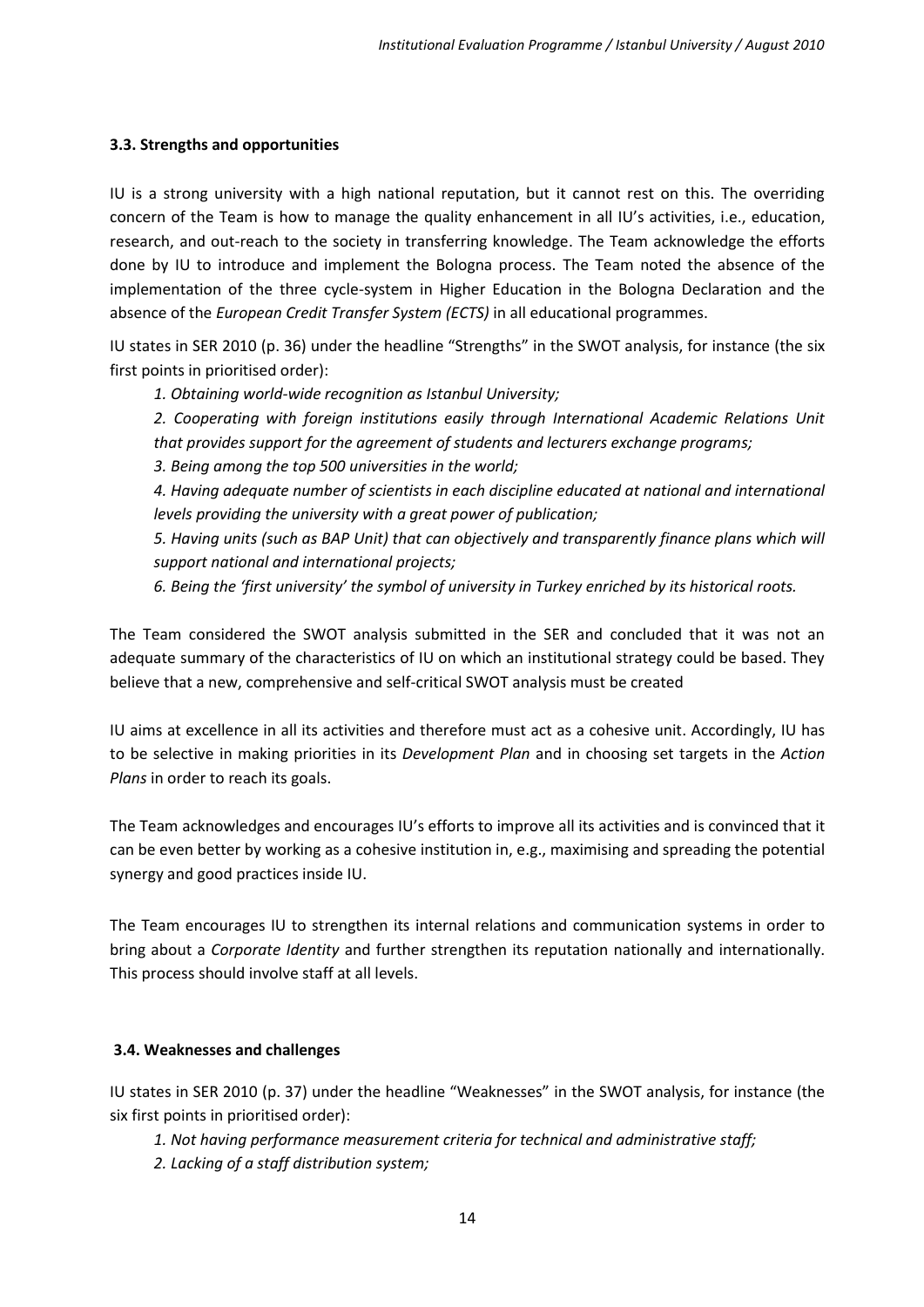### 3.3. Strengths and opportunities

IU is a strong university with a high national reputation, but it cannot rest on this. The overriding concern of the Team is how to manage the quality enhancement in all IU's activities, i.e., education, research, and out-reach to the society in transferring knowledge. The Team acknowledge the efforts done by IU to introduce and implement the Bologna process. The Team noted the absence of the implementation of the three cycle-system in Higher Education in the Bologna Declaration and the absence of the *European Credit Transfer System (ECTS)* in all educational programmes.

IU states in SER 2010 (p. 36) under the headline "Strengths" in the SWOT analysis, for instance (the six first points in prioritised order):

> *1. Obtaining world-wide recognition as Istanbul University;*
>
> *2. Cooperating with foreign institutions easily through International Academic Relations Unit that provides support for the agreement of students and lecturers exchange programs;*
>
> *3. Being among the top 500 universities in the world;*
>
> *4. Having adequate number of scientists in each discipline educated at national and international levels providing the university with a great power of publication;*
>
> *5. Having units (such as BAP Unit) that can objectively and transparently finance plans which will support national and international projects;*
>
> *6. Being the 'first university' the symbol of university in Turkey enriched by its historical roots.*

The Team considered the SWOT analysis submitted in the SER and concluded that it was not an adequate summary of the characteristics of IU on which an institutional strategy could be based. They believe that a new, comprehensive and self-critical SWOT analysis must be created

IU aims at excellence in all its activities and therefore must act as a cohesive unit. Accordingly, IU has to be selective in making priorities in its *Development Plan* and in choosing set targets in the *Action Plans* in order to reach its goals.

The Team acknowledges and encourages IU's efforts to improve all its activities and is convinced that it can be even better by working as a cohesive institution in, e.g., maximising and spreading the potential synergy and good practices inside IU.

The Team encourages IU to strengthen its internal relations and communication systems in order to bring about a *Corporate Identity* and further strengthen its reputation nationally and internationally. This process should involve staff at all levels.

### 3.4. Weaknesses and challenges

IU states in SER 2010 (p. 37) under the headline "Weaknesses" in the SWOT analysis, for instance (the six first points in prioritised order):

> *1. Not having performance measurement criteria for technical and administrative staff;*
>
> *2. Lacking of a staff distribution system;*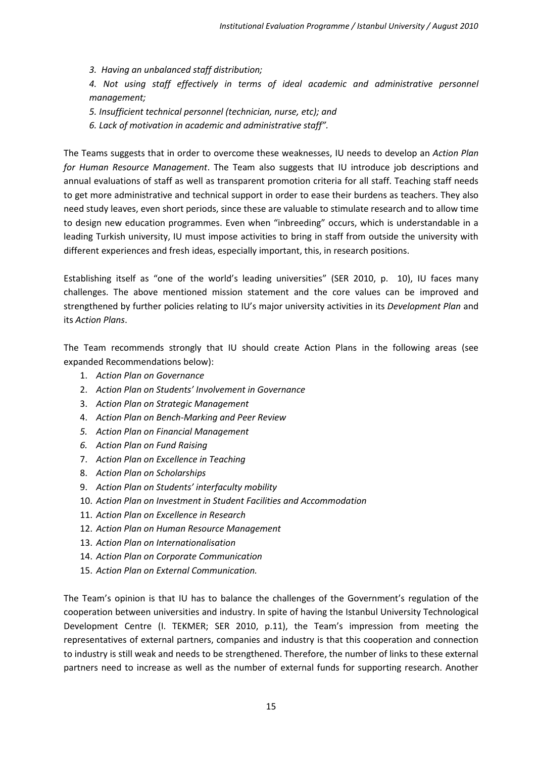*3. Having an unbalanced staff distribution;*

*4. Not using staff effectively in terms of ideal academic and administrative personnel management;*

*5. Insufficient technical personnel (technician, nurse, etc); and*

*6. Lack of motivation in academic and administrative staff".*

The Teams suggests that in order to overcome these weaknesses, IU needs to develop an *Action Plan for Human Resource Management*. The Team also suggests that IU introduce job descriptions and annual evaluations of staff as well as transparent promotion criteria for all staff. Teaching staff needs to get more administrative and technical support in order to ease their burdens as teachers. They also need study leaves, even short periods, since these are valuable to stimulate research and to allow time to design new education programmes. Even when "inbreeding" occurs, which is understandable in a leading Turkish university, IU must impose activities to bring in staff from outside the university with different experiences and fresh ideas, especially important, this, in research positions.

Establishing itself as "one of the world's leading universities" (SER 2010, p. 10), IU faces many challenges. The above mentioned mission statement and the core values can be improved and strengthened by further policies relating to IU's major university activities in its *Development Plan* and its *Action Plans*.

The Team recommends strongly that IU should create Action Plans in the following areas (see expanded Recommendations below):

1. *Action Plan on Governance*
2. *Action Plan on Students' Involvement in Governance*
3. *Action Plan on Strategic Management*
4. *Action Plan on Bench-Marking and Peer Review*
5. *Action Plan on Financial Management*
6. *Action Plan on Fund Raising*
7. *Action Plan on Excellence in Teaching*
8. *Action Plan on Scholarships*
9. *Action Plan on Students' interfaculty mobility*
10. *Action Plan on Investment in Student Facilities and Accommodation*
11. *Action Plan on Excellence in Research*
12. *Action Plan on Human Resource Management*
13. *Action Plan on Internationalisation*
14. *Action Plan on Corporate Communication*
15. *Action Plan on External Communication.*

The Team's opinion is that IU has to balance the challenges of the Government's regulation of the cooperation between universities and industry. In spite of having the Istanbul University Technological Development Centre (I. TEKMER; SER 2010, p.11), the Team's impression from meeting the representatives of external partners, companies and industry is that this cooperation and connection to industry is still weak and needs to be strengthened. Therefore, the number of links to these external partners need to increase as well as the number of external funds for supporting research. Another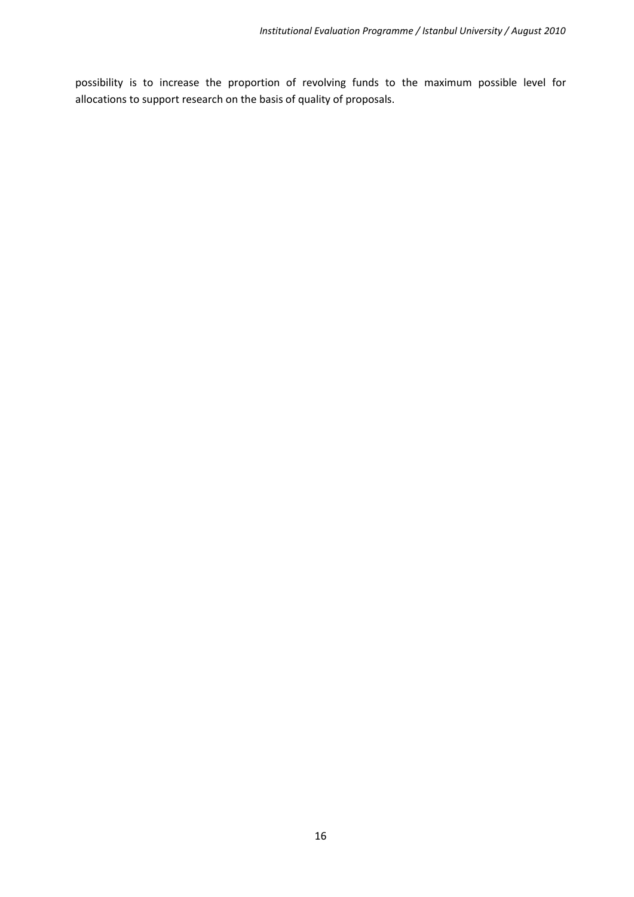possibility is to increase the proportion of revolving funds to the maximum possible level for allocations to support research on the basis of quality of proposals.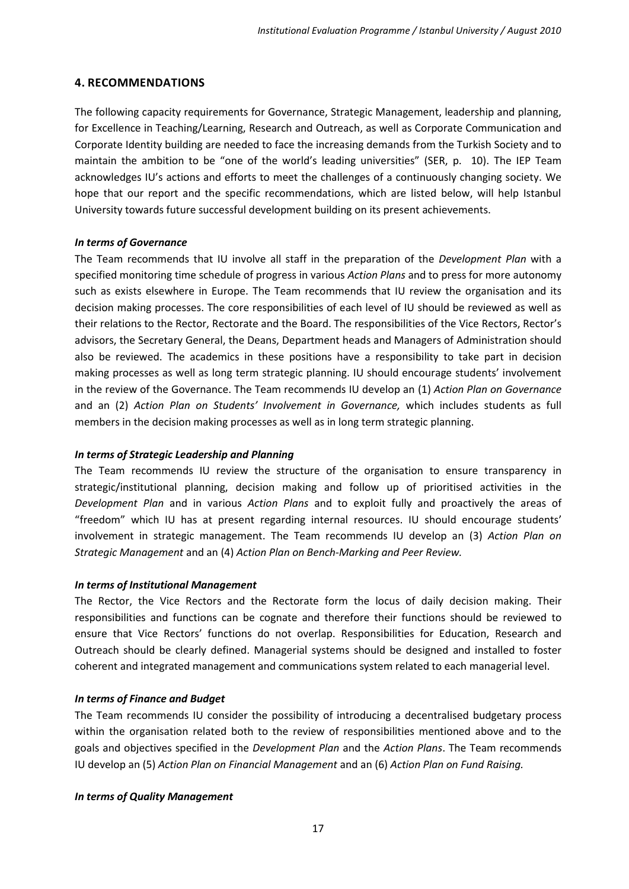## 4. RECOMMENDATIONS

The following capacity requirements for Governance, Strategic Management, leadership and planning, for Excellence in Teaching/Learning, Research and Outreach, as well as Corporate Communication and Corporate Identity building are needed to face the increasing demands from the Turkish Society and to maintain the ambition to be "one of the world's leading universities" (SER, p. 10). The IEP Team acknowledges IU's actions and efforts to meet the challenges of a continuously changing society. We hope that our report and the specific recommendations, which are listed below, will help Istanbul University towards future successful development building on its present achievements.

***In terms of Governance***

The Team recommends that IU involve all staff in the preparation of the *Development Plan* with a specified monitoring time schedule of progress in various *Action Plans* and to press for more autonomy such as exists elsewhere in Europe. The Team recommends that IU review the organisation and its decision making processes. The core responsibilities of each level of IU should be reviewed as well as their relations to the Rector, Rectorate and the Board. The responsibilities of the Vice Rectors, Rector's advisors, the Secretary General, the Deans, Department heads and Managers of Administration should also be reviewed. The academics in these positions have a responsibility to take part in decision making processes as well as long term strategic planning. IU should encourage students' involvement in the review of the Governance. The Team recommends IU develop an (1) *Action Plan on Governance* and an (2) *Action Plan on Students' Involvement in Governance,* which includes students as full members in the decision making processes as well as in long term strategic planning.

***In terms of Strategic Leadership and Planning***

The Team recommends IU review the structure of the organisation to ensure transparency in strategic/institutional planning, decision making and follow up of prioritised activities in the *Development Plan* and in various *Action Plans* and to exploit fully and proactively the areas of "freedom" which IU has at present regarding internal resources. IU should encourage students' involvement in strategic management. The Team recommends IU develop an (3) *Action Plan on Strategic Management* and an (4) *Action Plan on Bench-Marking and Peer Review.*

***In terms of Institutional Management***

The Rector, the Vice Rectors and the Rectorate form the locus of daily decision making. Their responsibilities and functions can be cognate and therefore their functions should be reviewed to ensure that Vice Rectors' functions do not overlap. Responsibilities for Education, Research and Outreach should be clearly defined. Managerial systems should be designed and installed to foster coherent and integrated management and communications system related to each managerial level.

***In terms of Finance and Budget***

The Team recommends IU consider the possibility of introducing a decentralised budgetary process within the organisation related both to the review of responsibilities mentioned above and to the goals and objectives specified in the *Development Plan* and the *Action Plans*. The Team recommends IU develop an (5) *Action Plan on Financial Management* and an (6) *Action Plan on Fund Raising.*

***In terms of Quality Management***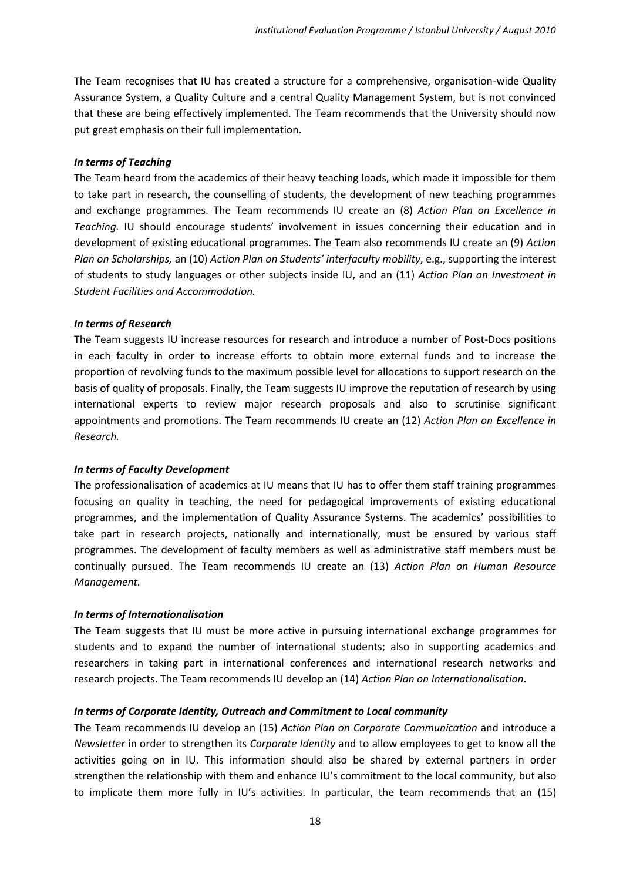The Team recognises that IU has created a structure for a comprehensive, organisation-wide Quality Assurance System, a Quality Culture and a central Quality Management System, but is not convinced that these are being effectively implemented. The Team recommends that the University should now put great emphasis on their full implementation.

***In terms of Teaching***

The Team heard from the academics of their heavy teaching loads, which made it impossible for them to take part in research, the counselling of students, the development of new teaching programmes and exchange programmes. The Team recommends IU create an (8) *Action Plan on Excellence in Teaching.* IU should encourage students' involvement in issues concerning their education and in development of existing educational programmes. The Team also recommends IU create an (9) *Action Plan on Scholarships,* an (10) *Action Plan on Students' interfaculty mobility*, e.g., supporting the interest of students to study languages or other subjects inside IU, and an (11) *Action Plan on Investment in Student Facilities and Accommodation.*

***In terms of Research***

The Team suggests IU increase resources for research and introduce a number of Post-Docs positions in each faculty in order to increase efforts to obtain more external funds and to increase the proportion of revolving funds to the maximum possible level for allocations to support research on the basis of quality of proposals. Finally, the Team suggests IU improve the reputation of research by using international experts to review major research proposals and also to scrutinise significant appointments and promotions. The Team recommends IU create an (12) *Action Plan on Excellence in Research.*

***In terms of Faculty Development***

The professionalisation of academics at IU means that IU has to offer them staff training programmes focusing on quality in teaching, the need for pedagogical improvements of existing educational programmes, and the implementation of Quality Assurance Systems. The academics' possibilities to take part in research projects, nationally and internationally, must be ensured by various staff programmes. The development of faculty members as well as administrative staff members must be continually pursued. The Team recommends IU create an (13) *Action Plan on Human Resource Management.*

***In terms of Internationalisation***

The Team suggests that IU must be more active in pursuing international exchange programmes for students and to expand the number of international students; also in supporting academics and researchers in taking part in international conferences and international research networks and research projects. The Team recommends IU develop an (14) *Action Plan on Internationalisation*.

***In terms of Corporate Identity, Outreach and Commitment to Local community***

The Team recommends IU develop an (15) *Action Plan on Corporate Communication* and introduce a *Newsletter* in order to strengthen its *Corporate Identity* and to allow employees to get to know all the activities going on in IU. This information should also be shared by external partners in order strengthen the relationship with them and enhance IU's commitment to the local community, but also to implicate them more fully in IU's activities. In particular, the team recommends that an (15)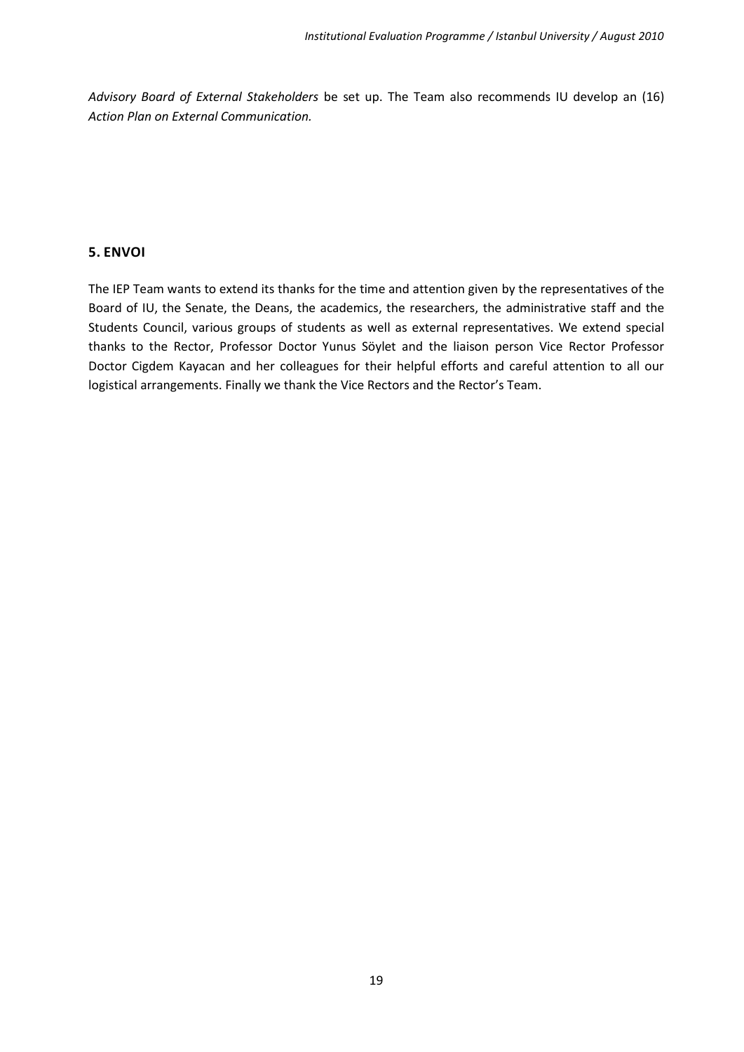*Advisory Board of External Stakeholders* be set up. The Team also recommends IU develop an (16) *Action Plan on External Communication.*

## 5. ENVOI

The IEP Team wants to extend its thanks for the time and attention given by the representatives of the Board of IU, the Senate, the Deans, the academics, the researchers, the administrative staff and the Students Council, various groups of students as well as external representatives. We extend special thanks to the Rector, Professor Doctor Yunus Söylet and the liaison person Vice Rector Professor Doctor Cigdem Kayacan and her colleagues for their helpful efforts and careful attention to all our logistical arrangements. Finally we thank the Vice Rectors and the Rector's Team.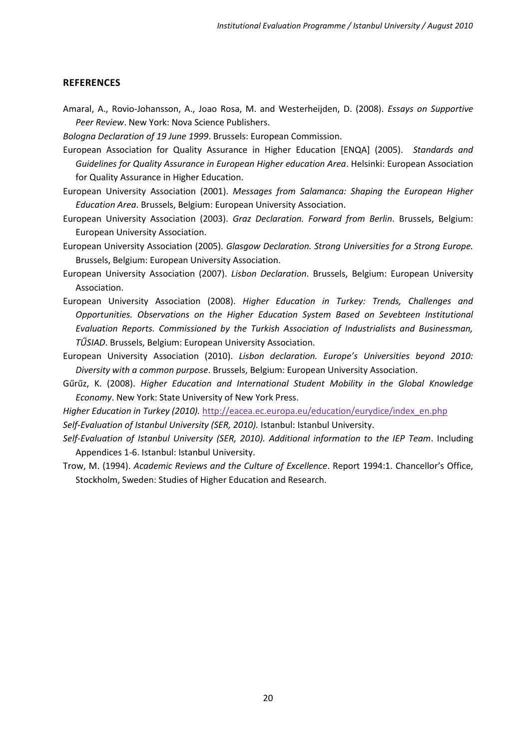## REFERENCES

Amaral, A., Rovio-Johansson, A., Joao Rosa, M. and Westerheijden, D. (2008). *Essays on Supportive Peer Review*. New York: Nova Science Publishers.

*Bologna Declaration of 19 June 1999*. Brussels: European Commission.

European Association for Quality Assurance in Higher Education [ENQA] (2005). *Standards and Guidelines for Quality Assurance in European Higher education Area*. Helsinki: European Association for Quality Assurance in Higher Education.

European University Association (2001). *Messages from Salamanca: Shaping the European Higher Education Area*. Brussels, Belgium: European University Association.

European University Association (2003). *Graz Declaration. Forward from Berlin*. Brussels, Belgium: European University Association.

European University Association (2005). *Glasgow Declaration. Strong Universities for a Strong Europe.* Brussels, Belgium: European University Association.

European University Association (2007). *Lisbon Declaration*. Brussels, Belgium: European University Association.

European University Association (2008). *Higher Education in Turkey: Trends, Challenges and Opportunities. Observations on the Higher Education System Based on Sevebteen Institutional Evaluation Reports. Commissioned by the Turkish Association of Industrialists and Businessman, TŰSIAD*. Brussels, Belgium: European University Association.

European University Association (2010). *Lisbon declaration. Europe's Universities beyond 2010: Diversity with a common purpose*. Brussels, Belgium: European University Association.

Gűrűz, K. (2008). *Higher Education and International Student Mobility in the Global Knowledge Economy*. New York: State University of New York Press.

*Higher Education in Turkey (2010).* http://eacea.ec.europa.eu/education/eurydice/index_en.php

*Self-Evaluation of Istanbul University (SER, 2010).* Istanbul: Istanbul University.

*Self-Evaluation of Istanbul University (SER, 2010). Additional information to the IEP Team*. Including Appendices 1-6. Istanbul: Istanbul University.

Trow, M. (1994). *Academic Reviews and the Culture of Excellence*. Report 1994:1. Chancellor's Office, Stockholm, Sweden: Studies of Higher Education and Research.